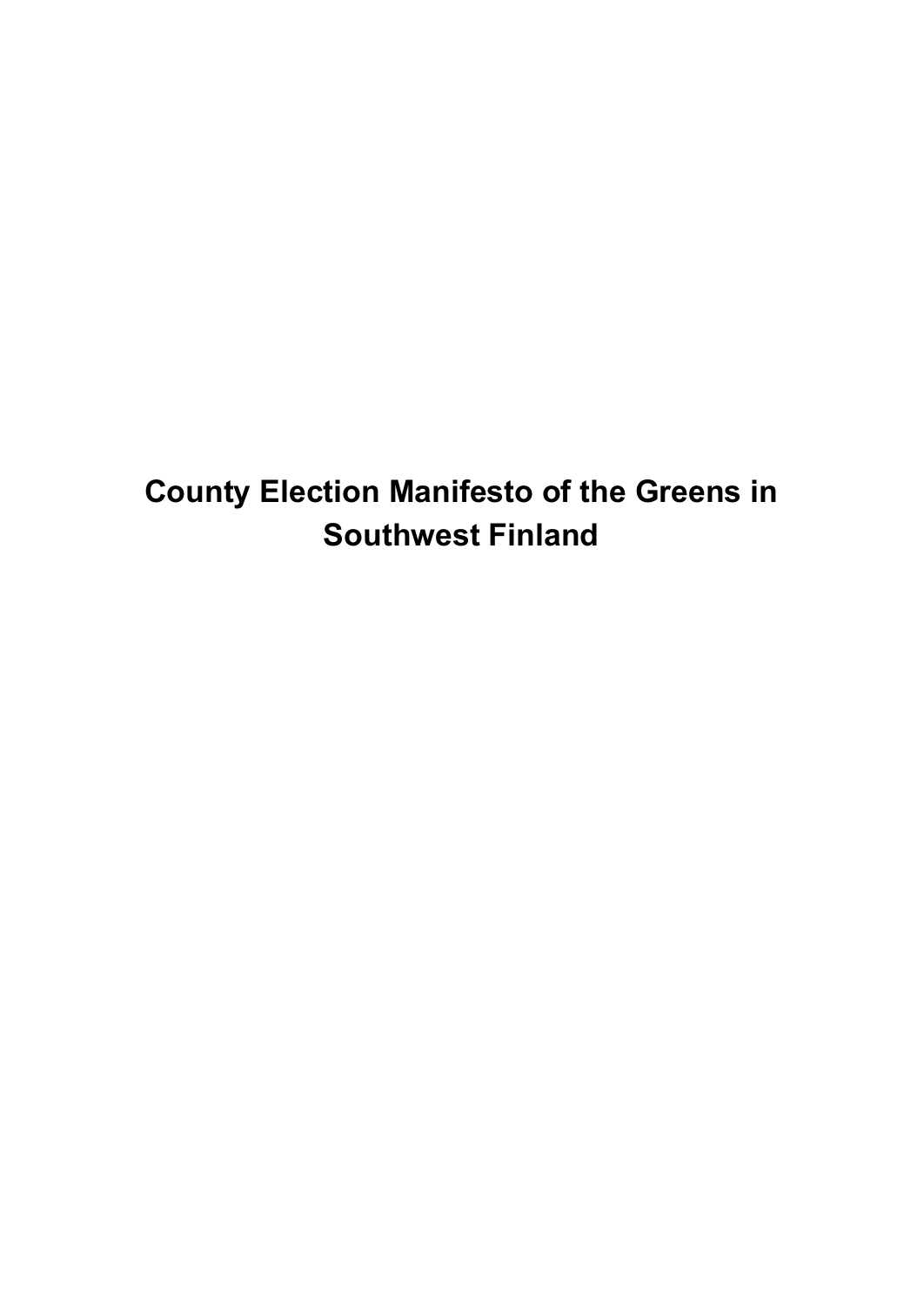# County Election Manifesto of the Greens in Southwest Finland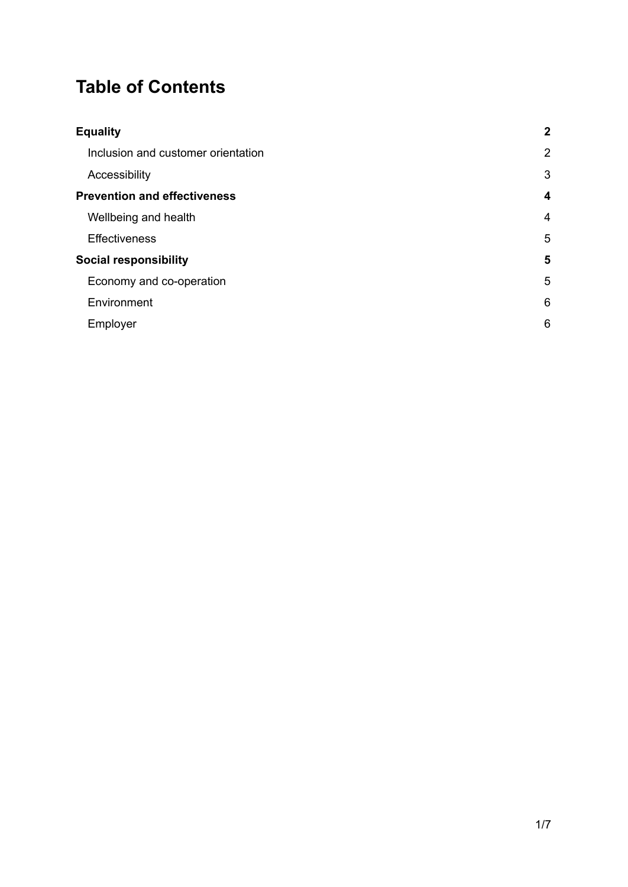# Table of Contents

| | |
|---|---|
| **Equality** | **2** |
| Inclusion and customer orientation | 2 |
| Accessibility | 3 |
| **Prevention and effectiveness** | **4** |
| Wellbeing and health | 4 |
| Effectiveness | 5 |
| **Social responsibility** | **5** |
| Economy and co-operation | 5 |
| Environment | 6 |
| Employer | 6 |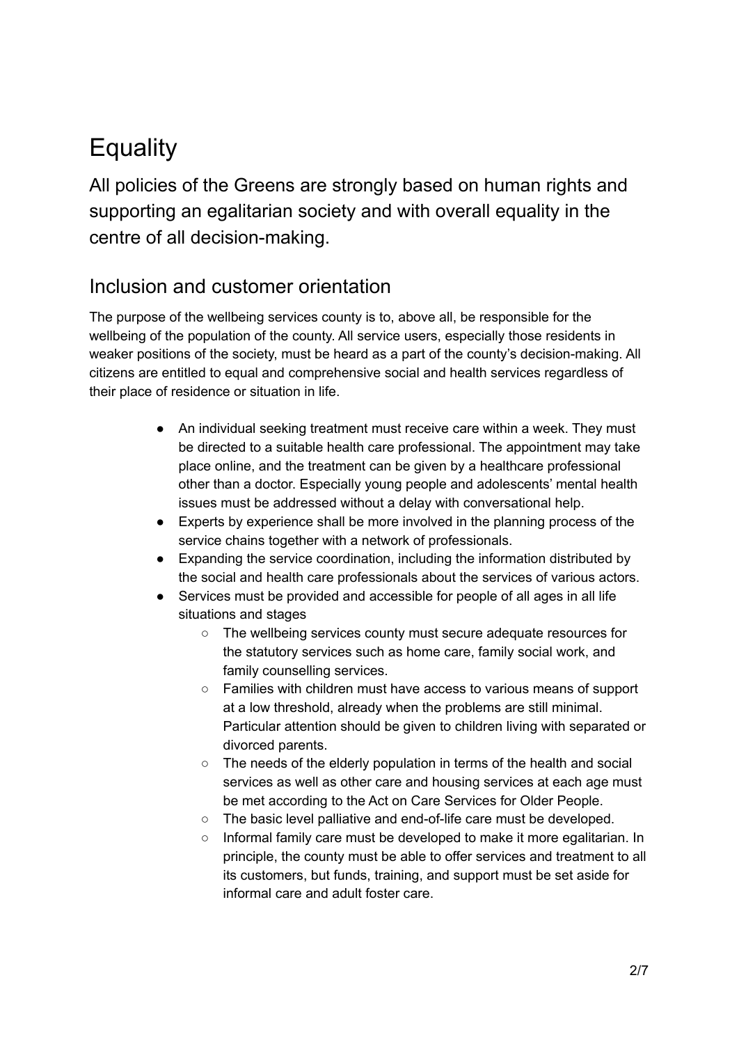# Equality

All policies of the Greens are strongly based on human rights and supporting an egalitarian society and with overall equality in the centre of all decision-making.

## Inclusion and customer orientation

The purpose of the wellbeing services county is to, above all, be responsible for the wellbeing of the population of the county. All service users, especially those residents in weaker positions of the society, must be heard as a part of the county's decision-making. All citizens are entitled to equal and comprehensive social and health services regardless of their place of residence or situation in life.

- An individual seeking treatment must receive care within a week. They must be directed to a suitable health care professional. The appointment may take place online, and the treatment can be given by a healthcare professional other than a doctor. Especially young people and adolescents' mental health issues must be addressed without a delay with conversational help.
- Experts by experience shall be more involved in the planning process of the service chains together with a network of professionals.
- Expanding the service coordination, including the information distributed by the social and health care professionals about the services of various actors.
- Services must be provided and accessible for people of all ages in all life situations and stages
    - The wellbeing services county must secure adequate resources for the statutory services such as home care, family social work, and family counselling services.
    - Families with children must have access to various means of support at a low threshold, already when the problems are still minimal. Particular attention should be given to children living with separated or divorced parents.
    - The needs of the elderly population in terms of the health and social services as well as other care and housing services at each age must be met according to the Act on Care Services for Older People.
    - The basic level palliative and end-of-life care must be developed.
    - Informal family care must be developed to make it more egalitarian. In principle, the county must be able to offer services and treatment to all its customers, but funds, training, and support must be set aside for informal care and adult foster care.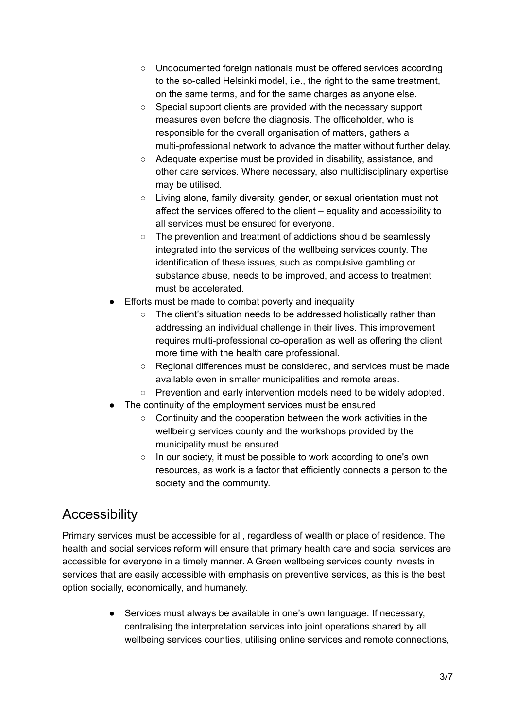- Undocumented foreign nationals must be offered services according to the so-called Helsinki model, i.e., the right to the same treatment, on the same terms, and for the same charges as anyone else.
    - Special support clients are provided with the necessary support measures even before the diagnosis. The officeholder, who is responsible for the overall organisation of matters, gathers a multi-professional network to advance the matter without further delay.
    - Adequate expertise must be provided in disability, assistance, and other care services. Where necessary, also multidisciplinary expertise may be utilised.
    - Living alone, family diversity, gender, or sexual orientation must not affect the services offered to the client – equality and accessibility to all services must be ensured for everyone.
    - The prevention and treatment of addictions should be seamlessly integrated into the services of the wellbeing services county. The identification of these issues, such as compulsive gambling or substance abuse, needs to be improved, and access to treatment must be accelerated.
- Efforts must be made to combat poverty and inequality
    - The client's situation needs to be addressed holistically rather than addressing an individual challenge in their lives. This improvement requires multi-professional co-operation as well as offering the client more time with the health care professional.
    - Regional differences must be considered, and services must be made available even in smaller municipalities and remote areas.
    - Prevention and early intervention models need to be widely adopted.
- The continuity of the employment services must be ensured
    - Continuity and the cooperation between the work activities in the wellbeing services county and the workshops provided by the municipality must be ensured.
    - In our society, it must be possible to work according to one's own resources, as work is a factor that efficiently connects a person to the society and the community.

## Accessibility

Primary services must be accessible for all, regardless of wealth or place of residence. The health and social services reform will ensure that primary health care and social services are accessible for everyone in a timely manner. A Green wellbeing services county invests in services that are easily accessible with emphasis on preventive services, as this is the best option socially, economically, and humanely.

- Services must always be available in one's own language. If necessary, centralising the interpretation services into joint operations shared by all wellbeing services counties, utilising online services and remote connections,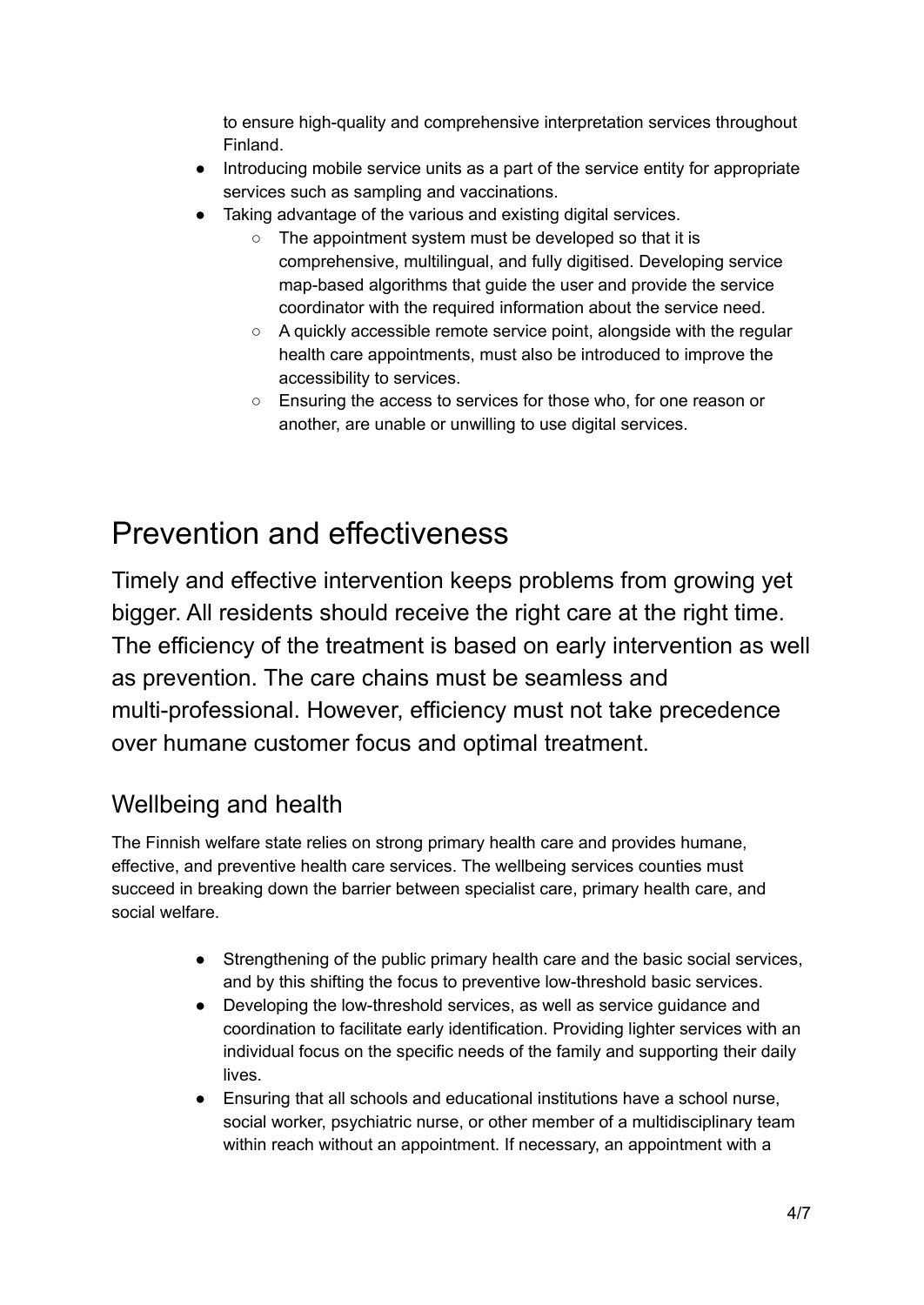to ensure high-quality and comprehensive interpretation services throughout Finland.

- Introducing mobile service units as a part of the service entity for appropriate services such as sampling and vaccinations.
- Taking advantage of the various and existing digital services.
    - The appointment system must be developed so that it is comprehensive, multilingual, and fully digitised. Developing service map-based algorithms that guide the user and provide the service coordinator with the required information about the service need.
    - A quickly accessible remote service point, alongside with the regular health care appointments, must also be introduced to improve the accessibility to services.
    - Ensuring the access to services for those who, for one reason or another, are unable or unwilling to use digital services.

# Prevention and effectiveness

Timely and effective intervention keeps problems from growing yet bigger. All residents should receive the right care at the right time. The efficiency of the treatment is based on early intervention as well as prevention. The care chains must be seamless and multi-professional. However, efficiency must not take precedence over humane customer focus and optimal treatment.

## Wellbeing and health

The Finnish welfare state relies on strong primary health care and provides humane, effective, and preventive health care services. The wellbeing services counties must succeed in breaking down the barrier between specialist care, primary health care, and social welfare.

- Strengthening of the public primary health care and the basic social services, and by this shifting the focus to preventive low-threshold basic services.
- Developing the low-threshold services, as well as service guidance and coordination to facilitate early identification. Providing lighter services with an individual focus on the specific needs of the family and supporting their daily lives.
- Ensuring that all schools and educational institutions have a school nurse, social worker, psychiatric nurse, or other member of a multidisciplinary team within reach without an appointment. If necessary, an appointment with a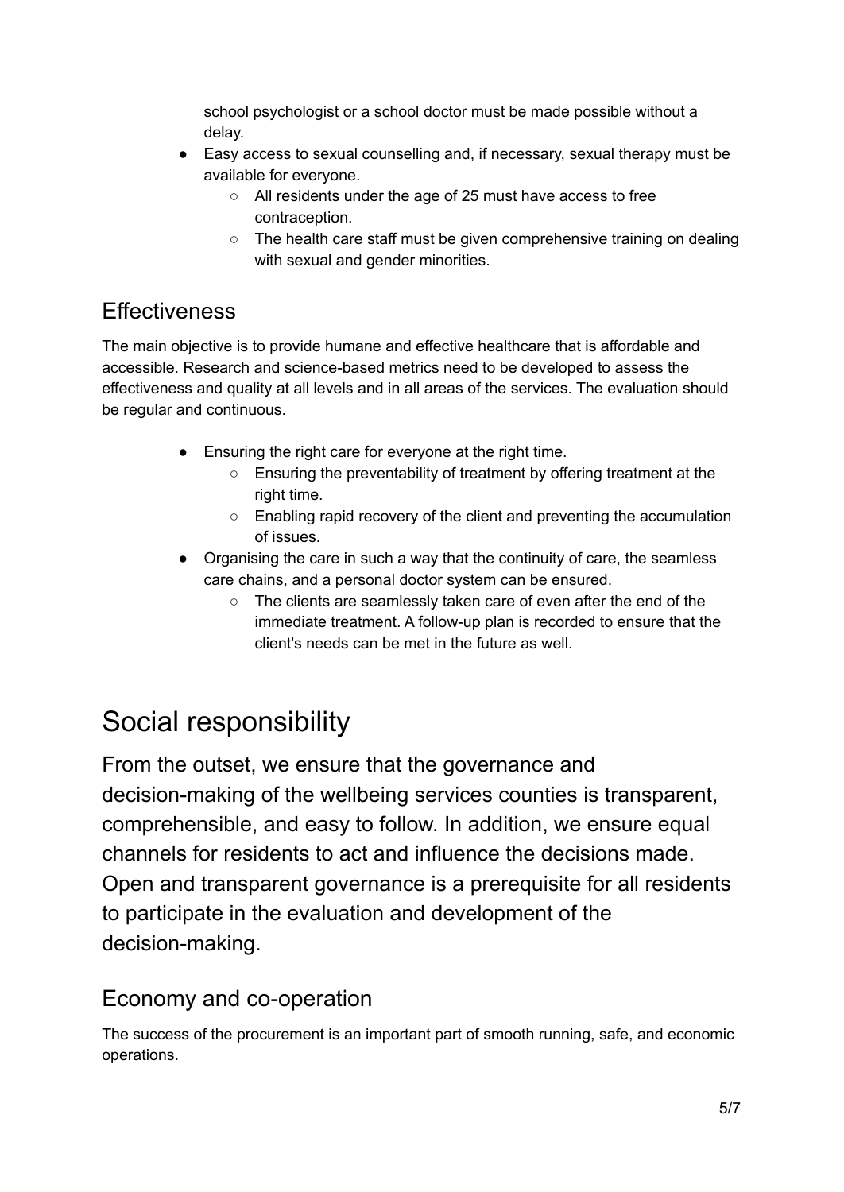school psychologist or a school doctor must be made possible without a delay.

- Easy access to sexual counselling and, if necessary, sexual therapy must be available for everyone.
  - All residents under the age of 25 must have access to free contraception.
  - The health care staff must be given comprehensive training on dealing with sexual and gender minorities.

## Effectiveness

The main objective is to provide humane and effective healthcare that is affordable and accessible. Research and science-based metrics need to be developed to assess the effectiveness and quality at all levels and in all areas of the services. The evaluation should be regular and continuous.

- Ensuring the right care for everyone at the right time.
  - Ensuring the preventability of treatment by offering treatment at the right time.
  - Enabling rapid recovery of the client and preventing the accumulation of issues.
- Organising the care in such a way that the continuity of care, the seamless care chains, and a personal doctor system can be ensured.
  - The clients are seamlessly taken care of even after the end of the immediate treatment. A follow-up plan is recorded to ensure that the client's needs can be met in the future as well.

# Social responsibility

From the outset, we ensure that the governance and decision-making of the wellbeing services counties is transparent, comprehensible, and easy to follow. In addition, we ensure equal channels for residents to act and influence the decisions made. Open and transparent governance is a prerequisite for all residents to participate in the evaluation and development of the decision-making.

## Economy and co-operation

The success of the procurement is an important part of smooth running, safe, and economic operations.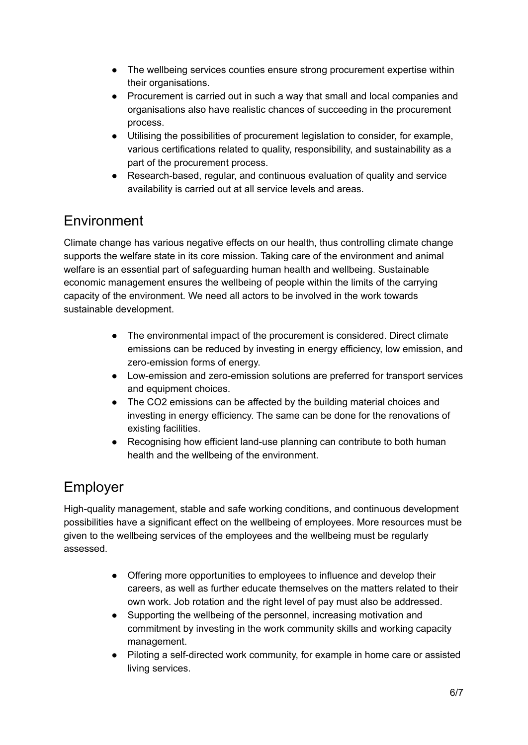- The wellbeing services counties ensure strong procurement expertise within their organisations.
- Procurement is carried out in such a way that small and local companies and organisations also have realistic chances of succeeding in the procurement process.
- Utilising the possibilities of procurement legislation to consider, for example, various certifications related to quality, responsibility, and sustainability as a part of the procurement process.
- Research-based, regular, and continuous evaluation of quality and service availability is carried out at all service levels and areas.

## Environment

Climate change has various negative effects on our health, thus controlling climate change supports the welfare state in its core mission. Taking care of the environment and animal welfare is an essential part of safeguarding human health and wellbeing. Sustainable economic management ensures the wellbeing of people within the limits of the carrying capacity of the environment. We need all actors to be involved in the work towards sustainable development.

- The environmental impact of the procurement is considered. Direct climate emissions can be reduced by investing in energy efficiency, low emission, and zero-emission forms of energy.
- Low-emission and zero-emission solutions are preferred for transport services and equipment choices.
- The $CO_2$ emissions can be affected by the building material choices and investing in energy efficiency. The same can be done for the renovations of existing facilities.
- Recognising how efficient land-use planning can contribute to both human health and the wellbeing of the environment.

## Employer

High-quality management, stable and safe working conditions, and continuous development possibilities have a significant effect on the wellbeing of employees. More resources must be given to the wellbeing services of the employees and the wellbeing must be regularly assessed.

- Offering more opportunities to employees to influence and develop their careers, as well as further educate themselves on the matters related to their own work. Job rotation and the right level of pay must also be addressed.
- Supporting the wellbeing of the personnel, increasing motivation and commitment by investing in the work community skills and working capacity management.
- Piloting a self-directed work community, for example in home care or assisted living services.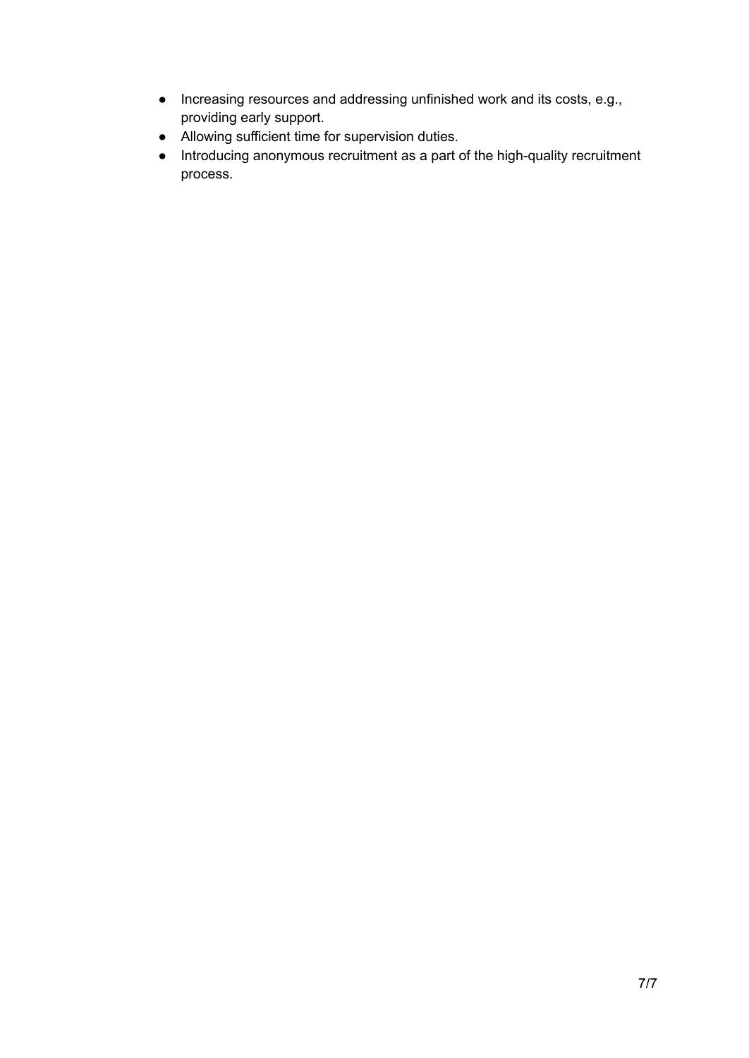- Increasing resources and addressing unfinished work and its costs, e.g., providing early support.
- Allowing sufficient time for supervision duties.
- Introducing anonymous recruitment as a part of the high-quality recruitment process.